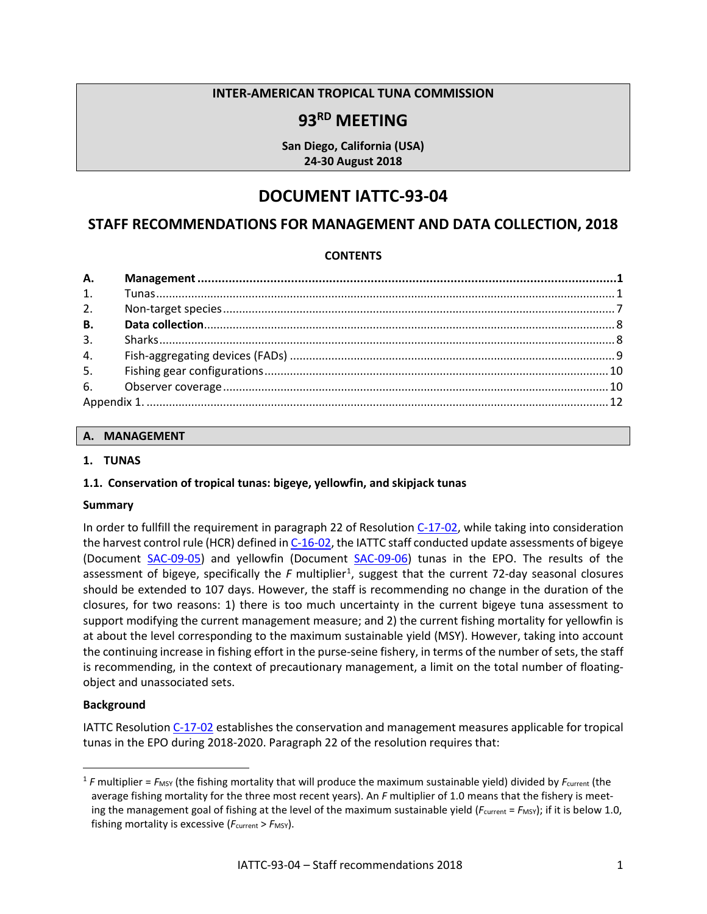**INTER-AMERICAN TROPICAL TUNA COMMISSION**

# 93RD MEETING

**San Diego, California (USA)**
**24-30 August 2018**

# DOCUMENT IATTC-93-04

## STAFF RECOMMENDATIONS FOR MANAGEMENT AND DATA COLLECTION, 2018

**CONTENTS**

| | | |
|---|---|---|
| **A.** | **Management** | **1** |
| 1. | Tunas | 1 |
| 2. | Non-target species | 7 |
| **B.** | **Data collection** | 8 |
| 3. | Sharks | 8 |
| 4. | Fish-aggregating devices (FADs) | 9 |
| 5. | Fishing gear configurations | 10 |
| 6. | Observer coverage | 10 |
| Appendix 1. | | 12 |

## A. MANAGEMENT

### 1. TUNAS

#### 1.1. Conservation of tropical tunas: bigeye, yellowfin, and skipjack tunas

**Summary**

In order to fullfill the requirement in paragraph 22 of Resolution C-17-02, while taking into consideration the harvest control rule (HCR) defined in C-16-02, the IATTC staff conducted update assessments of bigeye (Document SAC-09-05) and yellowfin (Document SAC-09-06) tunas in the EPO. The results of the assessment of bigeye, specifically the *F* multiplier[1], suggest that the current 72-day seasonal closures should be extended to 107 days. However, the staff is recommending no change in the duration of the closures, for two reasons: 1) there is too much uncertainty in the current bigeye tuna assessment to support modifying the current management measure; and 2) the current fishing mortality for yellowfin is at about the level corresponding to the maximum sustainable yield (MSY). However, taking into account the continuing increase in fishing effort in the purse-seine fishery, in terms of the number of sets, the staff is recommending, in the context of precautionary management, a limit on the total number of floating-object and unassociated sets.

**Background**

IATTC Resolution C-17-02 establishes the conservation and management measures applicable for tropical tunas in the EPO during 2018-2020. Paragraph 22 of the resolution requires that:

---

[1] *F* multiplier = $F_{MSY}$ (the fishing mortality that will produce the maximum sustainable yield) divided by $F_{current}$ (the average fishing mortality for the three most recent years). An *F* multiplier of 1.0 means that the fishery is meeting the management goal of fishing at the level of the maximum sustainable yield ($F_{current} = F_{MSY}$); if it is below 1.0, fishing mortality is excessive ($F_{current} > F_{MSY}$).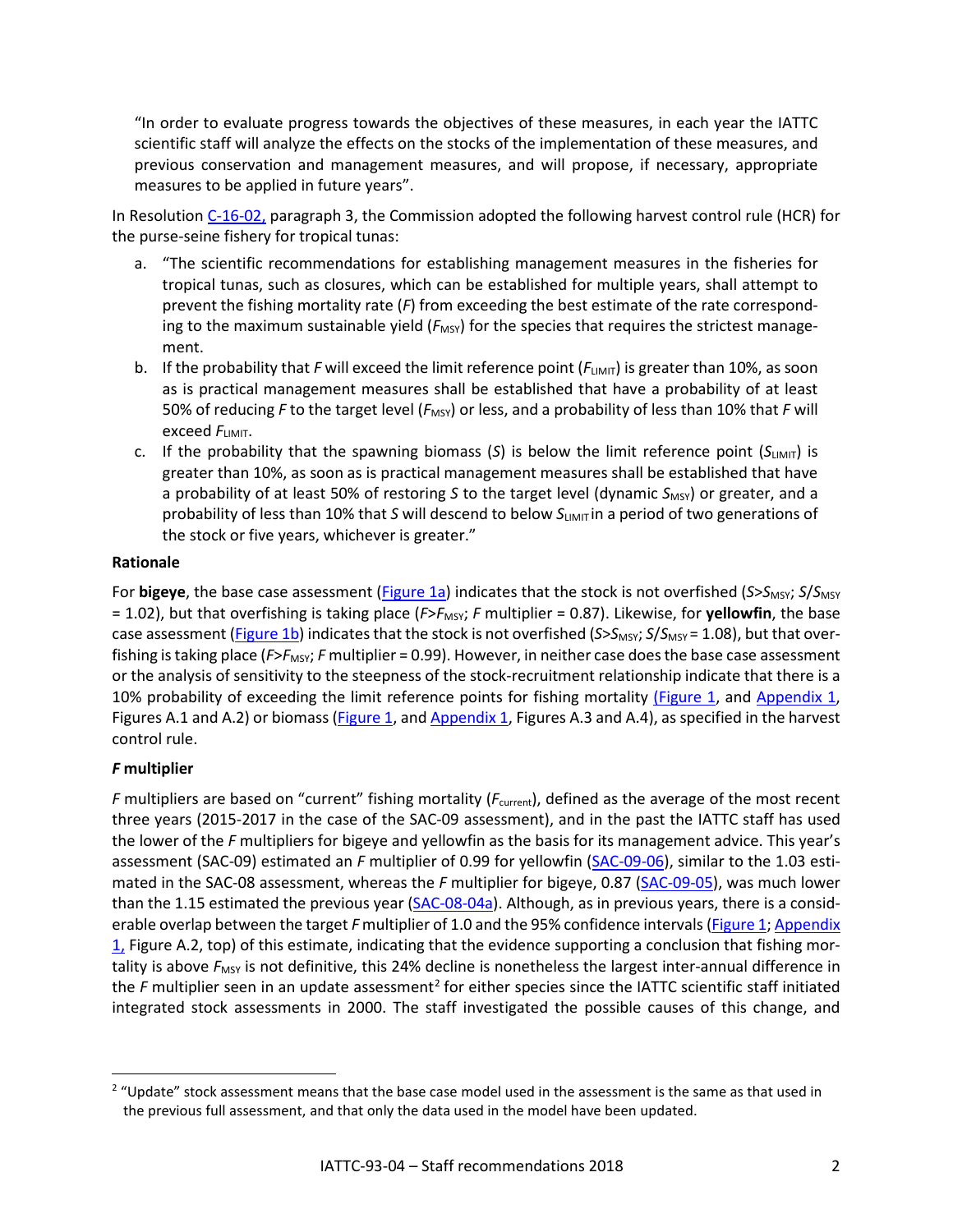"In order to evaluate progress towards the objectives of these measures, in each year the IATTC scientific staff will analyze the effects on the stocks of the implementation of these measures, and previous conservation and management measures, and will propose, if necessary, appropriate measures to be applied in future years".

In Resolution C-16-02, paragraph 3, the Commission adopted the following harvest control rule (HCR) for the purse-seine fishery for tropical tunas:

a. "The scientific recommendations for establishing management measures in the fisheries for tropical tunas, such as closures, which can be established for multiple years, shall attempt to prevent the fishing mortality rate ($F$) from exceeding the best estimate of the rate corresponding to the maximum sustainable yield ($F_{MSY}$) for the species that requires the strictest management.
b. If the probability that $F$ will exceed the limit reference point ($F_{LIMIT}$) is greater than 10%, as soon as is practical management measures shall be established that have a probability of at least 50% of reducing $F$ to the target level ($F_{MSY}$) or less, and a probability of less than 10% that $F$ will exceed $F_{LIMIT}$.
c. If the probability that the spawning biomass ($S$) is below the limit reference point ($S_{LIMIT}$) is greater than 10%, as soon as is practical management measures shall be established that have a probability of at least 50% of restoring $S$ to the target level (dynamic $S_{MSY}$) or greater, and a probability of less than 10% that $S$ will descend to below $S_{LIMIT}$ in a period of two generations of the stock or five years, whichever is greater."

**Rationale**

For **bigeye**, the base case assessment (Figure 1a) indicates that the stock is not overfished ($S$>$S_{MSY}$; $S/S_{MSY}$ = 1.02), but that overfishing is taking place ($F$>$F_{MSY}$; $F$ multiplier = 0.87). Likewise, for **yellowfin**, the base case assessment (Figure 1b) indicates that the stock is not overfished ($S$>$S_{MSY}$; $S/S_{MSY}$ = 1.08), but that overfishing is taking place ($F$>$F_{MSY}$; $F$ multiplier = 0.99). However, in neither case does the base case assessment or the analysis of sensitivity to the steepness of the stock-recruitment relationship indicate that there is a 10% probability of exceeding the limit reference points for fishing mortality (Figure 1, and Appendix 1, Figures A.1 and A.2) or biomass (Figure 1, and Appendix 1, Figures A.3 and A.4), as specified in the harvest control rule.

***F* multiplier**

$F$ multipliers are based on "current" fishing mortality ($F_{current}$), defined as the average of the most recent three years (2015-2017 in the case of the SAC-09 assessment), and in the past the IATTC staff has used the lower of the $F$ multipliers for bigeye and yellowfin as the basis for its management advice. This year's assessment (SAC-09) estimated an $F$ multiplier of 0.99 for yellowfin (SAC-09-06), similar to the 1.03 estimated in the SAC-08 assessment, whereas the $F$ multiplier for bigeye, 0.87 (SAC-09-05), was much lower than the 1.15 estimated the previous year (SAC-08-04a). Although, as in previous years, there is a considerable overlap between the target $F$ multiplier of 1.0 and the 95% confidence intervals (Figure 1; Appendix 1, Figure A.2, top) of this estimate, indicating that the evidence supporting a conclusion that fishing mortality is above $F_{MSY}$ is not definitive, this 24% decline is nonetheless the largest inter-annual difference in the $F$ multiplier seen in an update assessment[2] for either species since the IATTC scientific staff initiated integrated stock assessments in 2000. The staff investigated the possible causes of this change, and

[2] "Update" stock assessment means that the base case model used in the assessment is the same as that used in the previous full assessment, and that only the data used in the model have been updated.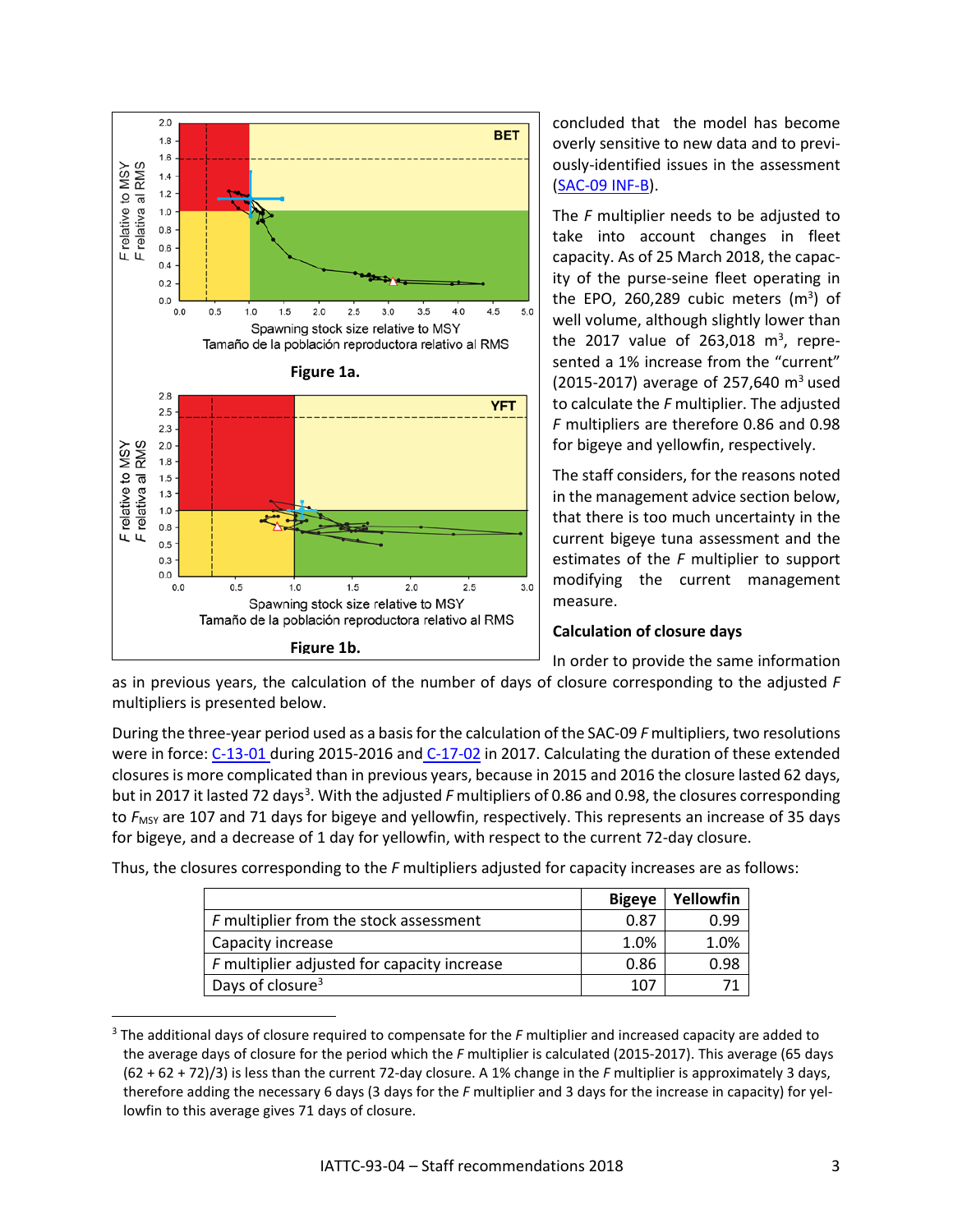Figure 1a.

Figure 1b.

concluded that the model has become overly sensitive to new data and to previously-identified issues in the assessment (SAC-09 INF-B).

The *F* multiplier needs to be adjusted to take into account changes in fleet capacity. As of 25 March 2018, the capacity of the purse-seine fleet operating in the EPO, 260,289 cubic meters ($m^3$) of well volume, although slightly lower than the 2017 value of 263,018 $m^3$, represented a 1% increase from the "current" (2015-2017) average of 257,640 $m^3$ used to calculate the *F* multiplier. The adjusted *F* multipliers are therefore 0.86 and 0.98 for bigeye and yellowfin, respectively.

The staff considers, for the reasons noted in the management advice section below, that there is too much uncertainty in the current bigeye tuna assessment and the estimates of the *F* multiplier to support modifying the current management measure.

**Calculation of closure days**

In order to provide the same information as in previous years, the calculation of the number of days of closure corresponding to the adjusted *F* multipliers is presented below.

During the three-year period used as a basis for the calculation of the SAC-09 *F* multipliers, two resolutions were in force: C-13-01 during 2015-2016 and C-17-02 in 2017. Calculating the duration of these extended closures is more complicated than in previous years, because in 2015 and 2016 the closure lasted 62 days, but in 2017 it lasted 72 days[3]. With the adjusted *F* multipliers of 0.86 and 0.98, the closures corresponding to $F_{MSY}$ are 107 and 71 days for bigeye and yellowfin, respectively. This represents an increase of 35 days for bigeye, and a decrease of 1 day for yellowfin, with respect to the current 72-day closure.

Thus, the closures corresponding to the *F* multipliers adjusted for capacity increases are as follows:

| | Bigeye | Yellowfin |
|---|---|---|
| *F* multiplier from the stock assessment | 0.87 | 0.99 |
| Capacity increase | 1.0% | 1.0% |
| *F* multiplier adjusted for capacity increase | 0.86 | 0.98 |
| Days of closure[3] | 107 | 71 |

[3] The additional days of closure required to compensate for the *F* multiplier and increased capacity are added to the average days of closure for the period which the *F* multiplier is calculated (2015-2017). This average (65 days (62 + 62 + 72)/3) is less than the current 72-day closure. A 1% change in the *F* multiplier is approximately 3 days, therefore adding the necessary 6 days (3 days for the *F* multiplier and 3 days for the increase in capacity) for yellowfin to this average gives 71 days of closure.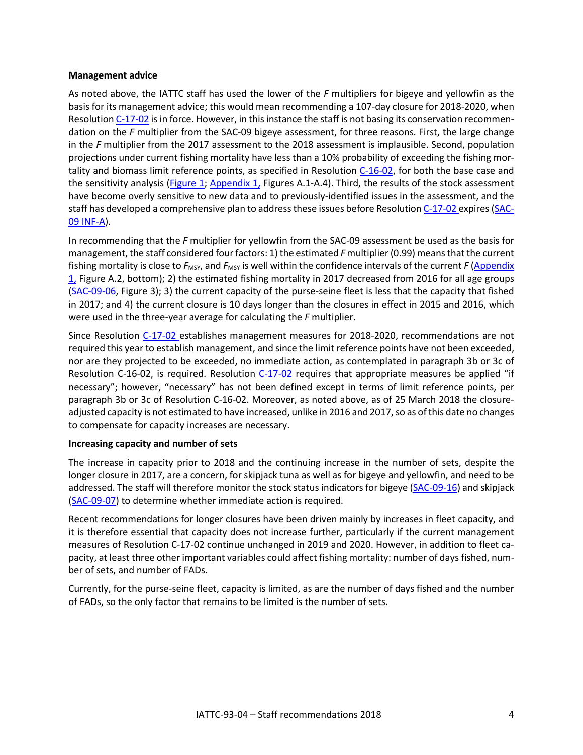**Management advice**

As noted above, the IATTC staff has used the lower of the *F* multipliers for bigeye and yellowfin as the basis for its management advice; this would mean recommending a 107-day closure for 2018-2020, when Resolution C-17-02 is in force. However, in this instance the staff is not basing its conservation recommendation on the *F* multiplier from the SAC-09 bigeye assessment, for three reasons. First, the large change in the *F* multiplier from the 2017 assessment to the 2018 assessment is implausible. Second, population projections under current fishing mortality have less than a 10% probability of exceeding the fishing mortality and biomass limit reference points, as specified in Resolution C-16-02, for both the base case and the sensitivity analysis (Figure 1; Appendix 1, Figures A.1-A.4). Third, the results of the stock assessment have become overly sensitive to new data and to previously-identified issues in the assessment, and the staff has developed a comprehensive plan to address these issues before Resolution C-17-02 expires (SAC-09 INF-A).

In recommending that the *F* multiplier for yellowfin from the SAC-09 assessment be used as the basis for management, the staff considered four factors: 1) the estimated *F* multiplier (0.99) means that the current fishing mortality is close to $F_{MSY}$, and $F_{MSY}$ is well within the confidence intervals of the current *F* (Appendix 1, Figure A.2, bottom); 2) the estimated fishing mortality in 2017 decreased from 2016 for all age groups (SAC-09-06, Figure 3); 3) the current capacity of the purse-seine fleet is less that the capacity that fished in 2017; and 4) the current closure is 10 days longer than the closures in effect in 2015 and 2016, which were used in the three-year average for calculating the *F* multiplier.

Since Resolution C-17-02 establishes management measures for 2018-2020, recommendations are not required this year to establish management, and since the limit reference points have not been exceeded, nor are they projected to be exceeded, no immediate action, as contemplated in paragraph 3b or 3c of Resolution C-16-02, is required. Resolution C-17-02 requires that appropriate measures be applied "if necessary"; however, "necessary" has not been defined except in terms of limit reference points, per paragraph 3b or 3c of Resolution C-16-02. Moreover, as noted above, as of 25 March 2018 the closure-adjusted capacity is not estimated to have increased, unlike in 2016 and 2017, so as of this date no changes to compensate for capacity increases are necessary.

**Increasing capacity and number of sets**

The increase in capacity prior to 2018 and the continuing increase in the number of sets, despite the longer closure in 2017, are a concern, for skipjack tuna as well as for bigeye and yellowfin, and need to be addressed. The staff will therefore monitor the stock status indicators for bigeye (SAC-09-16) and skipjack (SAC-09-07) to determine whether immediate action is required.

Recent recommendations for longer closures have been driven mainly by increases in fleet capacity, and it is therefore essential that capacity does not increase further, particularly if the current management measures of Resolution C-17-02 continue unchanged in 2019 and 2020. However, in addition to fleet capacity, at least three other important variables could affect fishing mortality: number of days fished, number of sets, and number of FADs.

Currently, for the purse-seine fleet, capacity is limited, as are the number of days fished and the number of FADs, so the only factor that remains to be limited is the number of sets.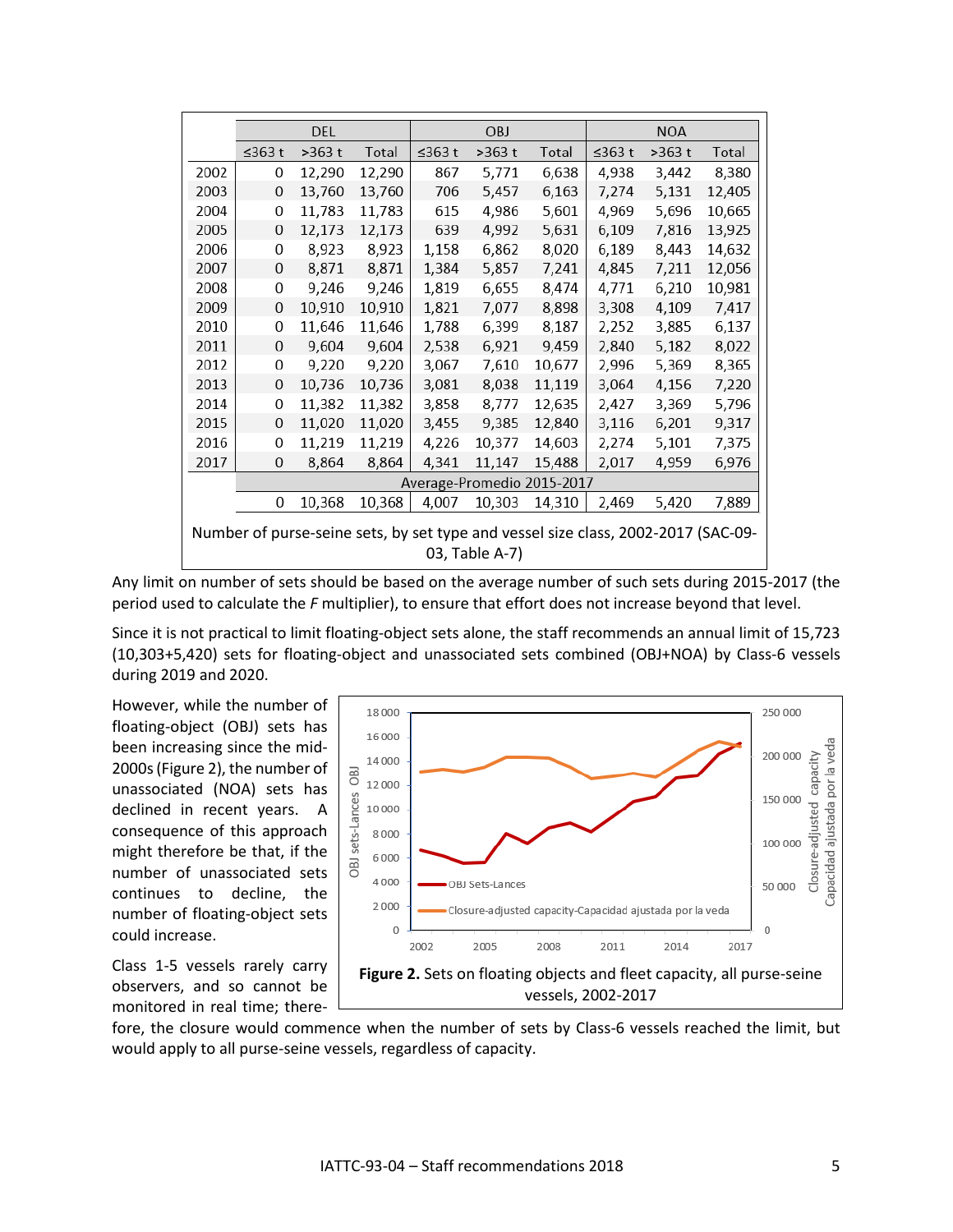| | DEL | | | OBJ | | | NOA | | |
|---|---|---|---|---|---|---|---|---|---|
| | ≤363 t | >363 t | Total | ≤363 t | >363 t | Total | ≤363 t | >363 t | Total |
| 2002 | 0 | 12,290 | 12,290 | 867 | 5,771 | 6,638 | 4,938 | 3,442 | 8,380 |
| 2003 | 0 | 13,760 | 13,760 | 706 | 5,457 | 6,163 | 7,274 | 5,131 | 12,405 |
| 2004 | 0 | 11,783 | 11,783 | 615 | 4,986 | 5,601 | 4,969 | 5,696 | 10,665 |
| 2005 | 0 | 12,173 | 12,173 | 639 | 4,992 | 5,631 | 6,109 | 7,816 | 13,925 |
| 2006 | 0 | 8,923 | 8,923 | 1,158 | 6,862 | 8,020 | 6,189 | 8,443 | 14,632 |
| 2007 | 0 | 8,871 | 8,871 | 1,384 | 5,857 | 7,241 | 4,845 | 7,211 | 12,056 |
| 2008 | 0 | 9,246 | 9,246 | 1,819 | 6,655 | 8,474 | 4,771 | 6,210 | 10,981 |
| 2009 | 0 | 10,910 | 10,910 | 1,821 | 7,077 | 8,898 | 3,308 | 4,109 | 7,417 |
| 2010 | 0 | 11,646 | 11,646 | 1,788 | 6,399 | 8,187 | 2,252 | 3,885 | 6,137 |
| 2011 | 0 | 9,604 | 9,604 | 2,538 | 6,921 | 9,459 | 2,840 | 5,182 | 8,022 |
| 2012 | 0 | 9,220 | 9,220 | 3,067 | 7,610 | 10,677 | 2,996 | 5,369 | 8,365 |
| 2013 | 0 | 10,736 | 10,736 | 3,081 | 8,038 | 11,119 | 3,064 | 4,156 | 7,220 |
| 2014 | 0 | 11,382 | 11,382 | 3,858 | 8,777 | 12,635 | 2,427 | 3,369 | 5,796 |
| 2015 | 0 | 11,020 | 11,020 | 3,455 | 9,385 | 12,840 | 3,116 | 6,201 | 9,317 |
| 2016 | 0 | 11,219 | 11,219 | 4,226 | 10,377 | 14,603 | 2,274 | 5,101 | 7,375 |
| 2017 | 0 | 8,864 | 8,864 | 4,341 | 11,147 | 15,488 | 2,017 | 4,959 | 6,976 |
| | Average-Promedio 2015-2017 | | | | | | | | |
| | 0 | 10,368 | 10,368 | 4,007 | 10,303 | 14,310 | 2,469 | 5,420 | 7,889 |

Number of purse-seine sets, by set type and vessel size class, 2002-2017 (SAC-09-03, Table A-7)

Any limit on number of sets should be based on the average number of such sets during 2015-2017 (the period used to calculate the *F* multiplier), to ensure that effort does not increase beyond that level.

Since it is not practical to limit floating-object sets alone, the staff recommends an annual limit of 15,723 (10,303+5,420) sets for floating-object and unassociated sets combined (OBJ+NOA) by Class-6 vessels during 2019 and 2020.

However, while the number of floating-object (OBJ) sets has been increasing since the mid-2000s (Figure 2), the number of unassociated (NOA) sets has declined in recent years. A consequence of this approach might therefore be that, if the number of unassociated sets continues to decline, the number of floating-object sets could increase.

**Figure 2.** Sets on floating objects and fleet capacity, all purse-seine vessels, 2002-2017

Class 1-5 vessels rarely carry observers, and so cannot be monitored in real time; therefore, the closure would commence when the number of sets by Class-6 vessels reached the limit, but would apply to all purse-seine vessels, regardless of capacity.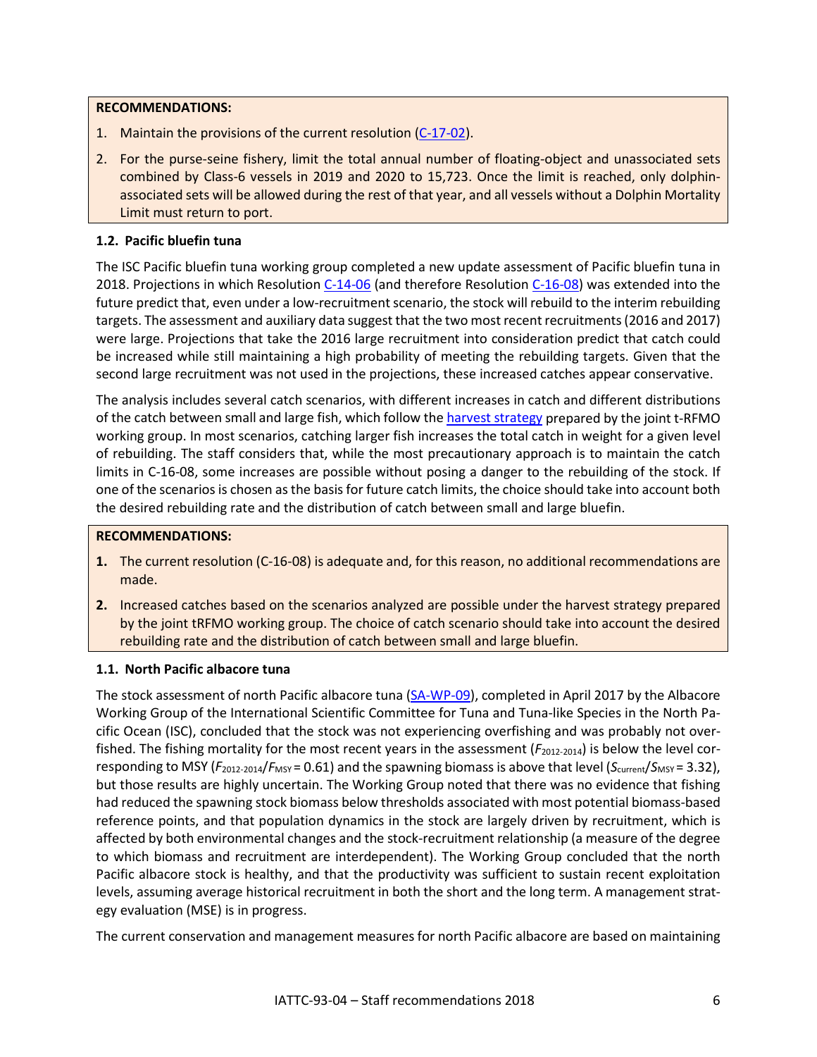**RECOMMENDATIONS:**

1. Maintain the provisions of the current resolution (C-17-02).
2. For the purse-seine fishery, limit the total annual number of floating-object and unassociated sets combined by Class-6 vessels in 2019 and 2020 to 15,723. Once the limit is reached, only dolphin-associated sets will be allowed during the rest of that year, and all vessels without a Dolphin Mortality Limit must return to port.

### 1.2. Pacific bluefin tuna

The ISC Pacific bluefin tuna working group completed a new update assessment of Pacific bluefin tuna in 2018. Projections in which Resolution C-14-06 (and therefore Resolution C-16-08) was extended into the future predict that, even under a low-recruitment scenario, the stock will rebuild to the interim rebuilding targets. The assessment and auxiliary data suggest that the two most recent recruitments (2016 and 2017) were large. Projections that take the 2016 large recruitment into consideration predict that catch could be increased while still maintaining a high probability of meeting the rebuilding targets. Given that the second large recruitment was not used in the projections, these increased catches appear conservative.

The analysis includes several catch scenarios, with different increases in catch and different distributions of the catch between small and large fish, which follow the harvest strategy prepared by the joint t-RFMO working group. In most scenarios, catching larger fish increases the total catch in weight for a given level of rebuilding. The staff considers that, while the most precautionary approach is to maintain the catch limits in C-16-08, some increases are possible without posing a danger to the rebuilding of the stock. If one of the scenarios is chosen as the basis for future catch limits, the choice should take into account both the desired rebuilding rate and the distribution of catch between small and large bluefin.

**RECOMMENDATIONS:**

1. The current resolution (C-16-08) is adequate and, for this reason, no additional recommendations are made.
2. Increased catches based on the scenarios analyzed are possible under the harvest strategy prepared by the joint tRFMO working group. The choice of catch scenario should take into account the desired rebuilding rate and the distribution of catch between small and large bluefin.

### 1.1. North Pacific albacore tuna

The stock assessment of north Pacific albacore tuna (SA-WP-09), completed in April 2017 by the Albacore Working Group of the International Scientific Committee for Tuna and Tuna-like Species in the North Pacific Ocean (ISC), concluded that the stock was not experiencing overfishing and was probably not overfished. The fishing mortality for the most recent years in the assessment ($F_{2012\text{-}2014}$) is below the level corresponding to MSY ($F_{2012\text{-}2014}/F_{MSY} = 0.61$) and the spawning biomass is above that level ($S_{current}/S_{MSY} = 3.32$), but those results are highly uncertain. The Working Group noted that there was no evidence that fishing had reduced the spawning stock biomass below thresholds associated with most potential biomass-based reference points, and that population dynamics in the stock are largely driven by recruitment, which is affected by both environmental changes and the stock-recruitment relationship (a measure of the degree to which biomass and recruitment are interdependent). The Working Group concluded that the north Pacific albacore stock is healthy, and that the productivity was sufficient to sustain recent exploitation levels, assuming average historical recruitment in both the short and the long term. A management strategy evaluation (MSE) is in progress.

The current conservation and management measures for north Pacific albacore are based on maintaining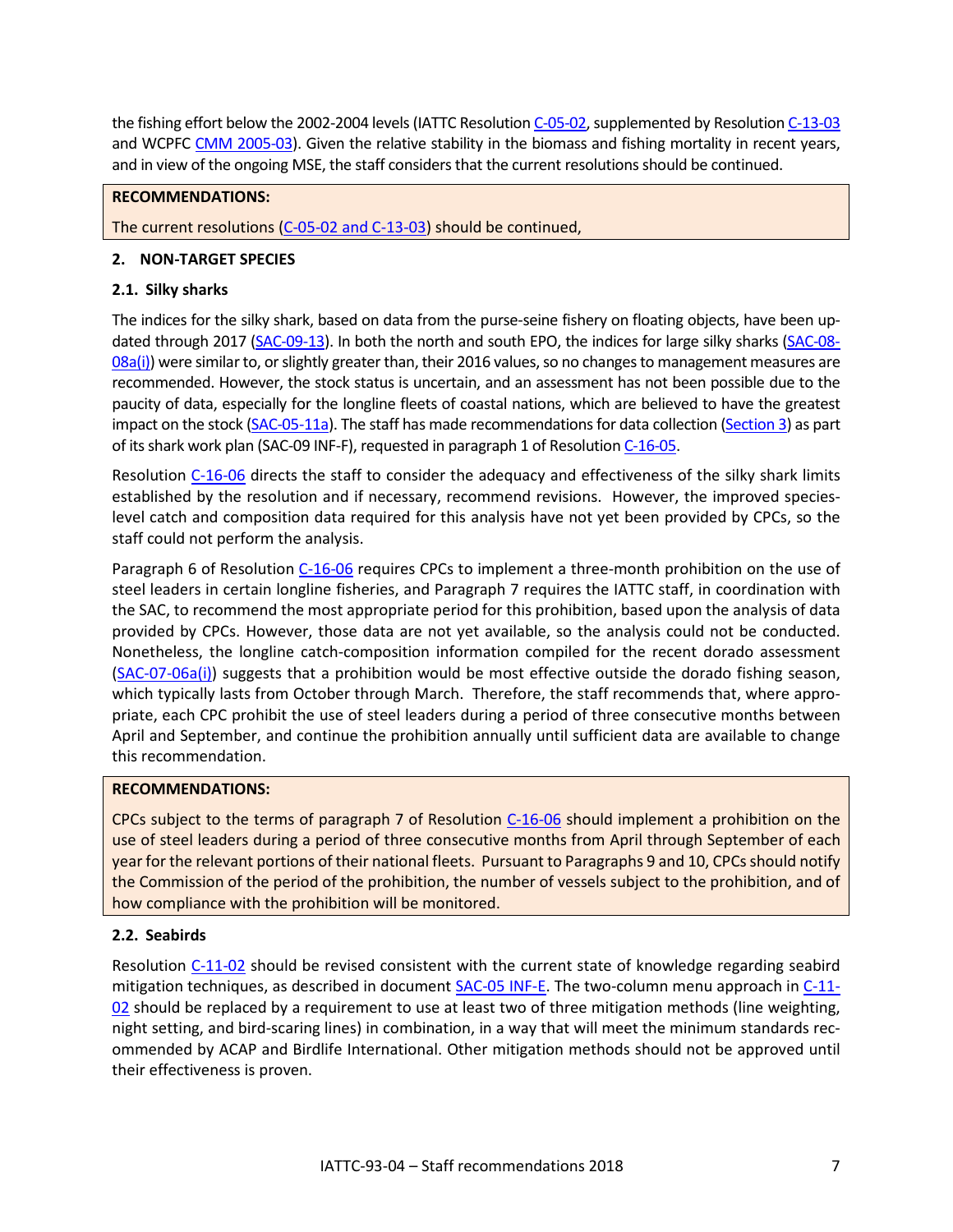the fishing effort below the 2002-2004 levels (IATTC Resolution C-05-02, supplemented by Resolution C-13-03 and WCPFC CMM 2005-03). Given the relative stability in the biomass and fishing mortality in recent years, and in view of the ongoing MSE, the staff considers that the current resolutions should be continued.

> **RECOMMENDATIONS:**
>
> The current resolutions (C-05-02 and C-13-03) should be continued,

## 2. NON-TARGET SPECIES

### 2.1. Silky sharks

The indices for the silky shark, based on data from the purse-seine fishery on floating objects, have been updated through 2017 (SAC-09-13). In both the north and south EPO, the indices for large silky sharks (SAC-08-08a(i)) were similar to, or slightly greater than, their 2016 values, so no changes to management measures are recommended. However, the stock status is uncertain, and an assessment has not been possible due to the paucity of data, especially for the longline fleets of coastal nations, which are believed to have the greatest impact on the stock (SAC-05-11a). The staff has made recommendations for data collection (Section 3) as part of its shark work plan (SAC-09 INF-F), requested in paragraph 1 of Resolution C-16-05.

Resolution C-16-06 directs the staff to consider the adequacy and effectiveness of the silky shark limits established by the resolution and if necessary, recommend revisions. However, the improved species-level catch and composition data required for this analysis have not yet been provided by CPCs, so the staff could not perform the analysis.

Paragraph 6 of Resolution C-16-06 requires CPCs to implement a three-month prohibition on the use of steel leaders in certain longline fisheries, and Paragraph 7 requires the IATTC staff, in coordination with the SAC, to recommend the most appropriate period for this prohibition, based upon the analysis of data provided by CPCs. However, those data are not yet available, so the analysis could not be conducted. Nonetheless, the longline catch-composition information compiled for the recent dorado assessment (SAC-07-06a(i)) suggests that a prohibition would be most effective outside the dorado fishing season, which typically lasts from October through March. Therefore, the staff recommends that, where appropriate, each CPC prohibit the use of steel leaders during a period of three consecutive months between April and September, and continue the prohibition annually until sufficient data are available to change this recommendation.

> **RECOMMENDATIONS:**
>
> CPCs subject to the terms of paragraph 7 of Resolution C-16-06 should implement a prohibition on the use of steel leaders during a period of three consecutive months from April through September of each year for the relevant portions of their national fleets. Pursuant to Paragraphs 9 and 10, CPCs should notify the Commission of the period of the prohibition, the number of vessels subject to the prohibition, and of how compliance with the prohibition will be monitored.

### 2.2. Seabirds

Resolution C-11-02 should be revised consistent with the current state of knowledge regarding seabird mitigation techniques, as described in document SAC-05 INF-E. The two-column menu approach in C-11-02 should be replaced by a requirement to use at least two of three mitigation methods (line weighting, night setting, and bird-scaring lines) in combination, in a way that will meet the minimum standards recommended by ACAP and Birdlife International. Other mitigation methods should not be approved until their effectiveness is proven.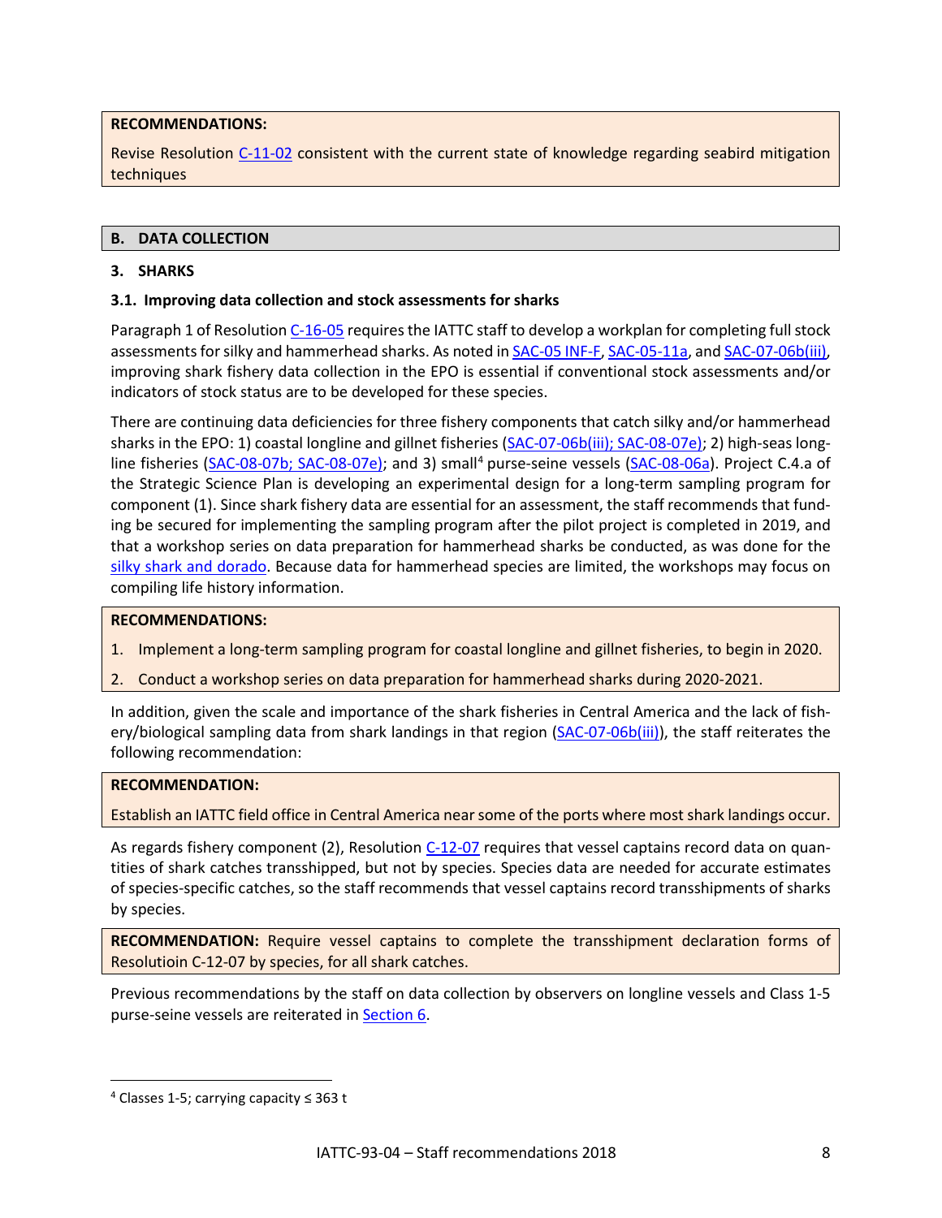**RECOMMENDATIONS:**

Revise Resolution C-11-02 consistent with the current state of knowledge regarding seabird mitigation techniques

## B. DATA COLLECTION

### 3. SHARKS

#### 3.1. Improving data collection and stock assessments for sharks

Paragraph 1 of Resolution C-16-05 requires the IATTC staff to develop a workplan for completing full stock assessments for silky and hammerhead sharks. As noted in SAC-05 INF-F, SAC-05-11a, and SAC-07-06b(iii), improving shark fishery data collection in the EPO is essential if conventional stock assessments and/or indicators of stock status are to be developed for these species.

There are continuing data deficiencies for three fishery components that catch silky and/or hammerhead sharks in the EPO: 1) coastal longline and gillnet fisheries (SAC-07-06b(iii); SAC-08-07e); 2) high-seas longline fisheries (SAC-08-07b; SAC-08-07e); and 3) small[4] purse-seine vessels (SAC-08-06a). Project C.4.a of the Strategic Science Plan is developing an experimental design for a long-term sampling program for component (1). Since shark fishery data are essential for an assessment, the staff recommends that funding be secured for implementing the sampling program after the pilot project is completed in 2019, and that a workshop series on data preparation for hammerhead sharks be conducted, as was done for the silky shark and dorado. Because data for hammerhead species are limited, the workshops may focus on compiling life history information.

**RECOMMENDATIONS:**

1. Implement a long-term sampling program for coastal longline and gillnet fisheries, to begin in 2020.
2. Conduct a workshop series on data preparation for hammerhead sharks during 2020-2021.

In addition, given the scale and importance of the shark fisheries in Central America and the lack of fishery/biological sampling data from shark landings in that region (SAC-07-06b(iii)), the staff reiterates the following recommendation:

**RECOMMENDATION:**

Establish an IATTC field office in Central America near some of the ports where most shark landings occur.

As regards fishery component (2), Resolution C-12-07 requires that vessel captains record data on quantities of shark catches transshipped, but not by species. Species data are needed for accurate estimates of species-specific catches, so the staff recommends that vessel captains record transshipments of sharks by species.

**RECOMMENDATION:** Require vessel captains to complete the transshipment declaration forms of Resolutioin C-12-07 by species, for all shark catches.

Previous recommendations by the staff on data collection by observers on longline vessels and Class 1-5 purse-seine vessels are reiterated in Section 6.

[4] Classes 1-5; carrying capacity ≤ 363 t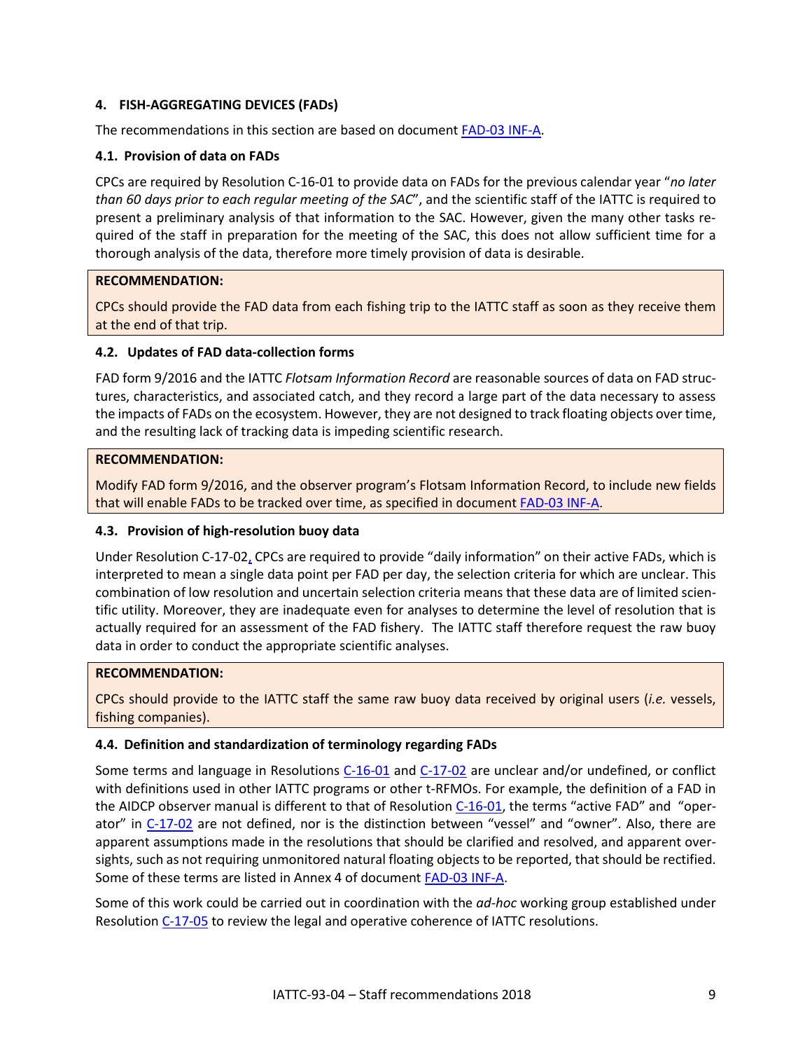## 4. FISH-AGGREGATING DEVICES (FADs)

The recommendations in this section are based on document FAD-03 INF-A.

### 4.1. Provision of data on FADs

CPCs are required by Resolution C-16-01 to provide data on FADs for the previous calendar year "*no later than 60 days prior to each regular meeting of the SAC*", and the scientific staff of the IATTC is required to present a preliminary analysis of that information to the SAC. However, given the many other tasks required of the staff in preparation for the meeting of the SAC, this does not allow sufficient time for a thorough analysis of the data, therefore more timely provision of data is desirable.

**RECOMMENDATION:**

CPCs should provide the FAD data from each fishing trip to the IATTC staff as soon as they receive them at the end of that trip.

### 4.2. Updates of FAD data-collection forms

FAD form 9/2016 and the IATTC *Flotsam Information Record* are reasonable sources of data on FAD structures, characteristics, and associated catch, and they record a large part of the data necessary to assess the impacts of FADs on the ecosystem. However, they are not designed to track floating objects over time, and the resulting lack of tracking data is impeding scientific research.

**RECOMMENDATION:**

Modify FAD form 9/2016, and the observer program's Flotsam Information Record, to include new fields that will enable FADs to be tracked over time, as specified in document FAD-03 INF-A.

### 4.3. Provision of high-resolution buoy data

Under Resolution C-17-02, CPCs are required to provide "daily information" on their active FADs, which is interpreted to mean a single data point per FAD per day, the selection criteria for which are unclear. This combination of low resolution and uncertain selection criteria means that these data are of limited scientific utility. Moreover, they are inadequate even for analyses to determine the level of resolution that is actually required for an assessment of the FAD fishery. The IATTC staff therefore request the raw buoy data in order to conduct the appropriate scientific analyses.

**RECOMMENDATION:**

CPCs should provide to the IATTC staff the same raw buoy data received by original users (*i.e.* vessels, fishing companies).

### 4.4. Definition and standardization of terminology regarding FADs

Some terms and language in Resolutions C-16-01 and C-17-02 are unclear and/or undefined, or conflict with definitions used in other IATTC programs or other t-RFMOs. For example, the definition of a FAD in the AIDCP observer manual is different to that of Resolution C-16-01, the terms "active FAD" and "operator" in C-17-02 are not defined, nor is the distinction between "vessel" and "owner". Also, there are apparent assumptions made in the resolutions that should be clarified and resolved, and apparent oversights, such as not requiring unmonitored natural floating objects to be reported, that should be rectified. Some of these terms are listed in Annex 4 of document FAD-03 INF-A.

Some of this work could be carried out in coordination with the *ad-hoc* working group established under Resolution C-17-05 to review the legal and operative coherence of IATTC resolutions.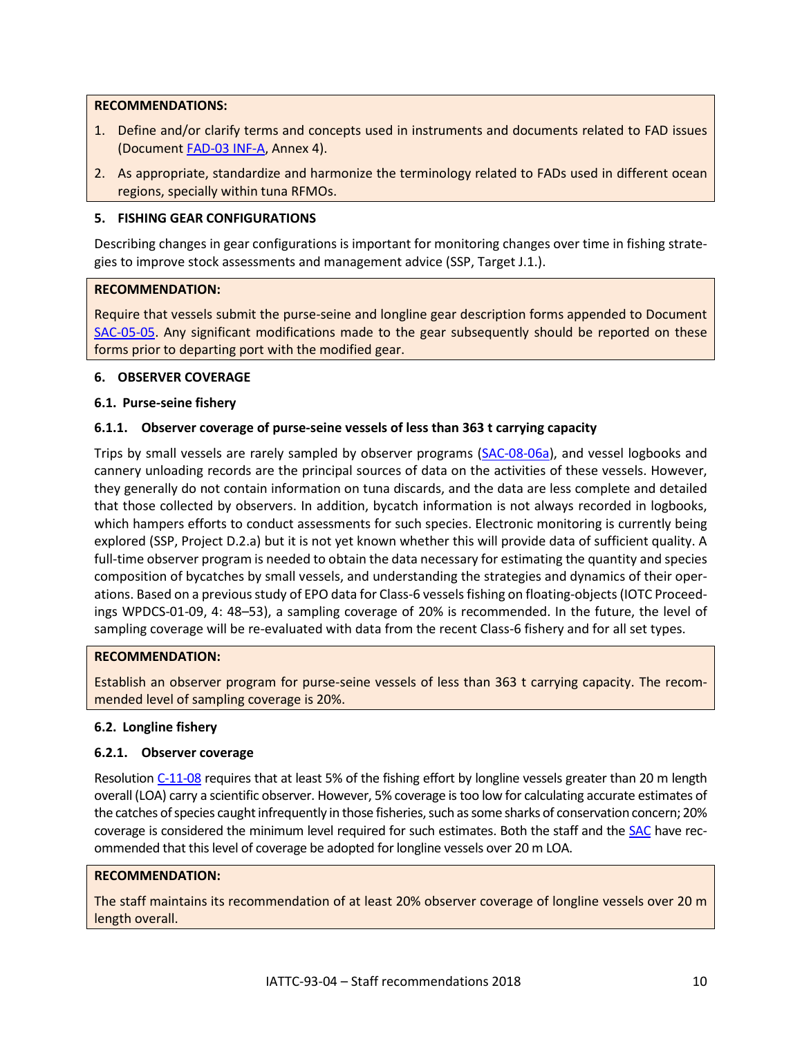**RECOMMENDATIONS:**

1. Define and/or clarify terms and concepts used in instruments and documents related to FAD issues (Document FAD-03 INF-A, Annex 4).
2. As appropriate, standardize and harmonize the terminology related to FADs used in different ocean regions, specially within tuna RFMOs.

## 5. FISHING GEAR CONFIGURATIONS

Describing changes in gear configurations is important for monitoring changes over time in fishing strategies to improve stock assessments and management advice (SSP, Target J.1.).

**RECOMMENDATION:**

Require that vessels submit the purse-seine and longline gear description forms appended to Document SAC-05-05. Any significant modifications made to the gear subsequently should be reported on these forms prior to departing port with the modified gear.

## 6. OBSERVER COVERAGE

### 6.1. Purse-seine fishery

#### 6.1.1. Observer coverage of purse-seine vessels of less than 363 t carrying capacity

Trips by small vessels are rarely sampled by observer programs (SAC-08-06a), and vessel logbooks and cannery unloading records are the principal sources of data on the activities of these vessels. However, they generally do not contain information on tuna discards, and the data are less complete and detailed that those collected by observers. In addition, bycatch information is not always recorded in logbooks, which hampers efforts to conduct assessments for such species. Electronic monitoring is currently being explored (SSP, Project D.2.a) but it is not yet known whether this will provide data of sufficient quality. A full-time observer program is needed to obtain the data necessary for estimating the quantity and species composition of bycatches by small vessels, and understanding the strategies and dynamics of their operations. Based on a previous study of EPO data for Class-6 vessels fishing on floating-objects (IOTC Proceedings WPDCS-01-09, 4: 48–53), a sampling coverage of 20% is recommended. In the future, the level of sampling coverage will be re-evaluated with data from the recent Class-6 fishery and for all set types.

**RECOMMENDATION:**

Establish an observer program for purse-seine vessels of less than 363 t carrying capacity. The recommended level of sampling coverage is 20%.

### 6.2. Longline fishery

#### 6.2.1. Observer coverage

Resolution C-11-08 requires that at least 5% of the fishing effort by longline vessels greater than 20 m length overall (LOA) carry a scientific observer. However, 5% coverage is too low for calculating accurate estimates of the catches of species caught infrequently in those fisheries, such as some sharks of conservation concern; 20% coverage is considered the minimum level required for such estimates. Both the staff and the SAC have recommended that this level of coverage be adopted for longline vessels over 20 m LOA.

**RECOMMENDATION:**

The staff maintains its recommendation of at least 20% observer coverage of longline vessels over 20 m length overall.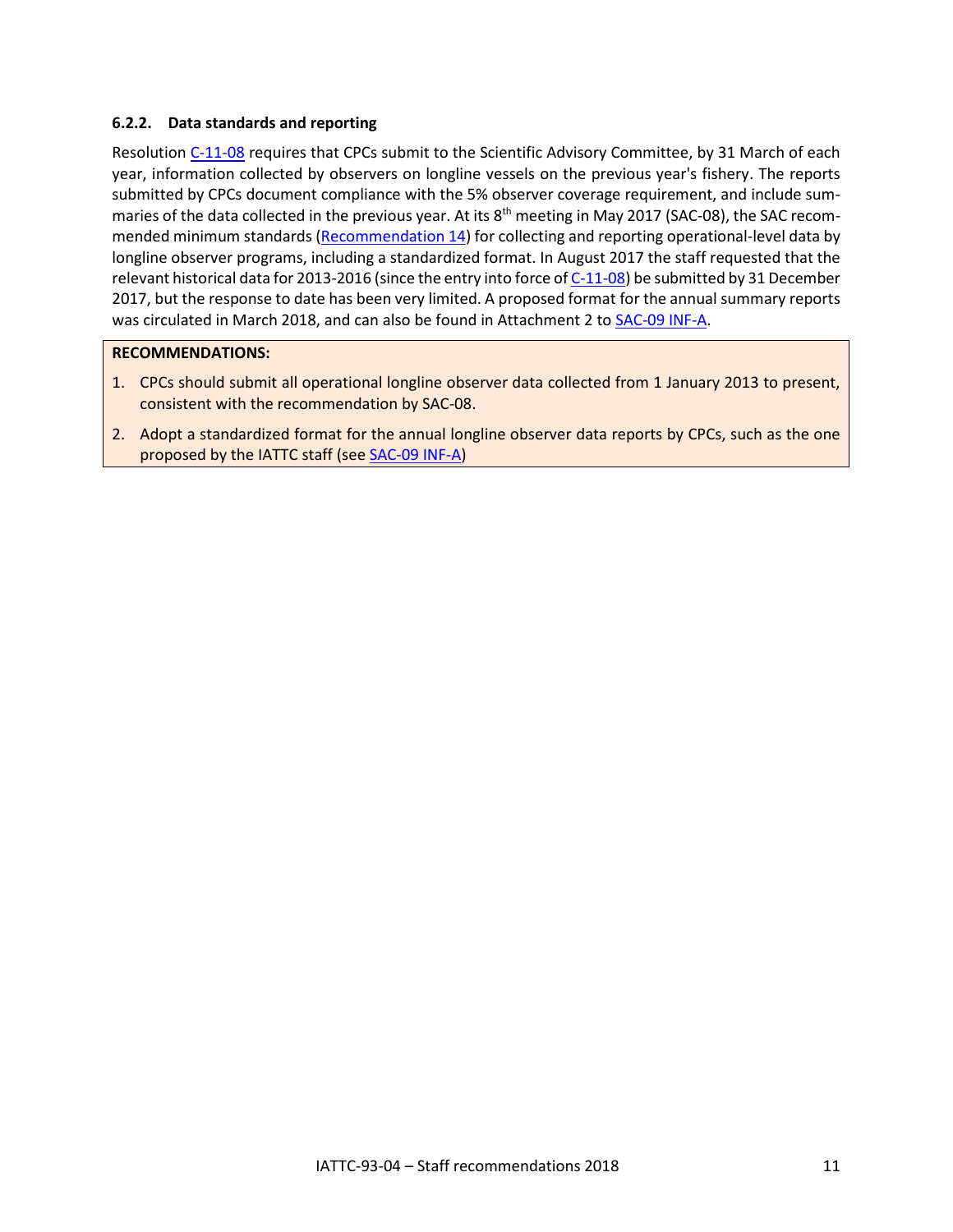### 6.2.2. Data standards and reporting

Resolution C-11-08 requires that CPCs submit to the Scientific Advisory Committee, by 31 March of each year, information collected by observers on longline vessels on the previous year's fishery. The reports submitted by CPCs document compliance with the 5% observer coverage requirement, and include summaries of the data collected in the previous year. At its 8th meeting in May 2017 (SAC-08), the SAC recommended minimum standards (Recommendation 14) for collecting and reporting operational-level data by longline observer programs, including a standardized format. In August 2017 the staff requested that the relevant historical data for 2013-2016 (since the entry into force of C-11-08) be submitted by 31 December 2017, but the response to date has been very limited. A proposed format for the annual summary reports was circulated in March 2018, and can also be found in Attachment 2 to SAC-09 INF-A.

**RECOMMENDATIONS:**

1. CPCs should submit all operational longline observer data collected from 1 January 2013 to present, consistent with the recommendation by SAC-08.
2. Adopt a standardized format for the annual longline observer data reports by CPCs, such as the one proposed by the IATTC staff (see SAC-09 INF-A)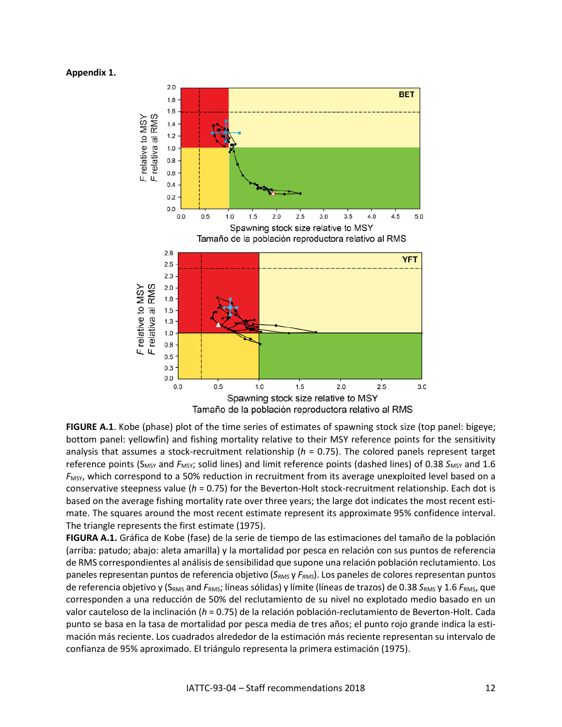**Appendix 1.**

**FIGURE A.1**. Kobe (phase) plot of the time series of estimates of spawning stock size (top panel: bigeye; bottom panel: yellowfin) and fishing mortality relative to their MSY reference points for the sensitivity analysis that assumes a stock-recruitment relationship (*h* = 0.75). The colored panels represent target reference points ($S_{MSY}$ and $F_{MSY}$; solid lines) and limit reference points (dashed lines) of 0.38 $S_{MSY}$ and 1.6 $F_{MSY}$, which correspond to a 50% reduction in recruitment from its average unexploited level based on a conservative steepness value (*h* = 0.75) for the Beverton-Holt stock-recruitment relationship. Each dot is based on the average fishing mortality rate over three years; the large dot indicates the most recent estimate. The squares around the most recent estimate represent its approximate 95% confidence interval. The triangle represents the first estimate (1975).

**FIGURA A.1.** Gráfica de Kobe (fase) de la serie de tiempo de las estimaciones del tamaño de la población (arriba: patudo; abajo: aleta amarilla) y la mortalidad por pesca en relación con sus puntos de referencia de RMS correspondientes al análisis de sensibilidad que supone una relación población reclutamiento. Los paneles representan puntos de referencia objetivo ($S_{RMS}$ y $F_{RMS}$). Los paneles de colores representan puntos de referencia objetivo y ($S_{RMS}$ and $F_{RMS}$; líneas sólidas) y límite (líneas de trazos) de 0.38 $S_{RMS}$ y 1.6 $F_{RMS}$, que corresponden a una reducción de 50% del reclutamiento de su nivel no explotado medio basado en un valor cauteloso de la inclinación (*h* = 0.75) de la relación población-reclutamiento de Beverton-Holt. Cada punto se basa en la tasa de mortalidad por pesca media de tres años; el punto rojo grande indica la estimación más reciente. Los cuadrados alrededor de la estimación más reciente representan su intervalo de confianza de 95% aproximado. El triángulo representa la primera estimación (1975).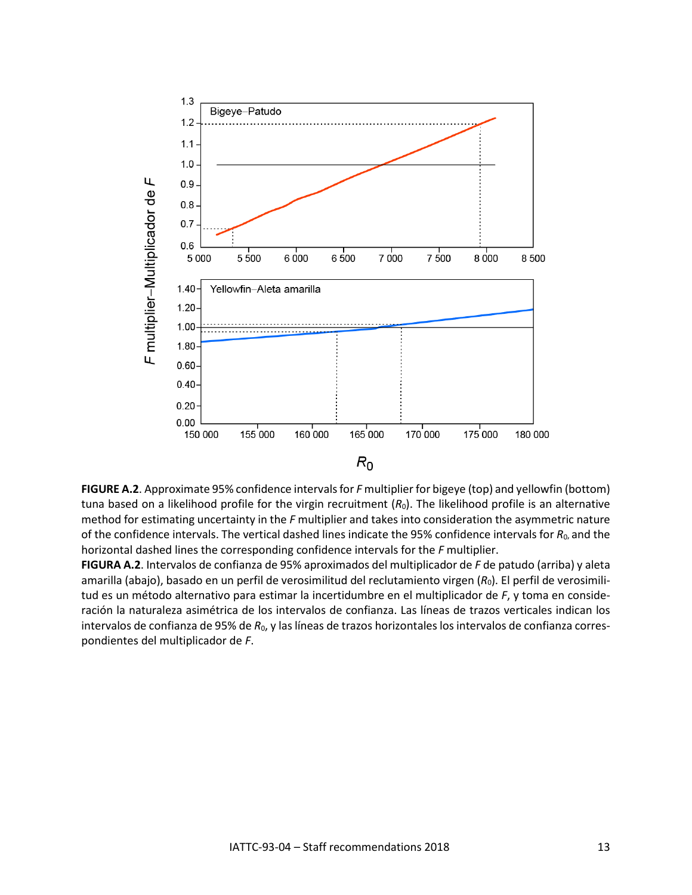**FIGURE A.2**. Approximate 95% confidence intervals for *F* multiplier for bigeye (top) and yellowfin (bottom) tuna based on a likelihood profile for the virgin recruitment ($R_0$). The likelihood profile is an alternative method for estimating uncertainty in the *F* multiplier and takes into consideration the asymmetric nature of the confidence intervals. The vertical dashed lines indicate the 95% confidence intervals for $R_0$, and the horizontal dashed lines the corresponding confidence intervals for the *F* multiplier.

**FIGURA A.2**. Intervalos de confianza de 95% aproximados del multiplicador de *F* de patudo (arriba) y aleta amarilla (abajo), basado en un perfil de verosimilitud del reclutamiento virgen ($R_0$). El perfil de verosimilitud es un método alternativo para estimar la incertidumbre en el multiplicador de *F*, y toma en consideración la naturaleza asimétrica de los intervalos de confianza. Las líneas de trazos verticales indican los intervalos de confianza de 95% de $R_0$, y las líneas de trazos horizontales los intervalos de confianza correspondientes del multiplicador de *F*.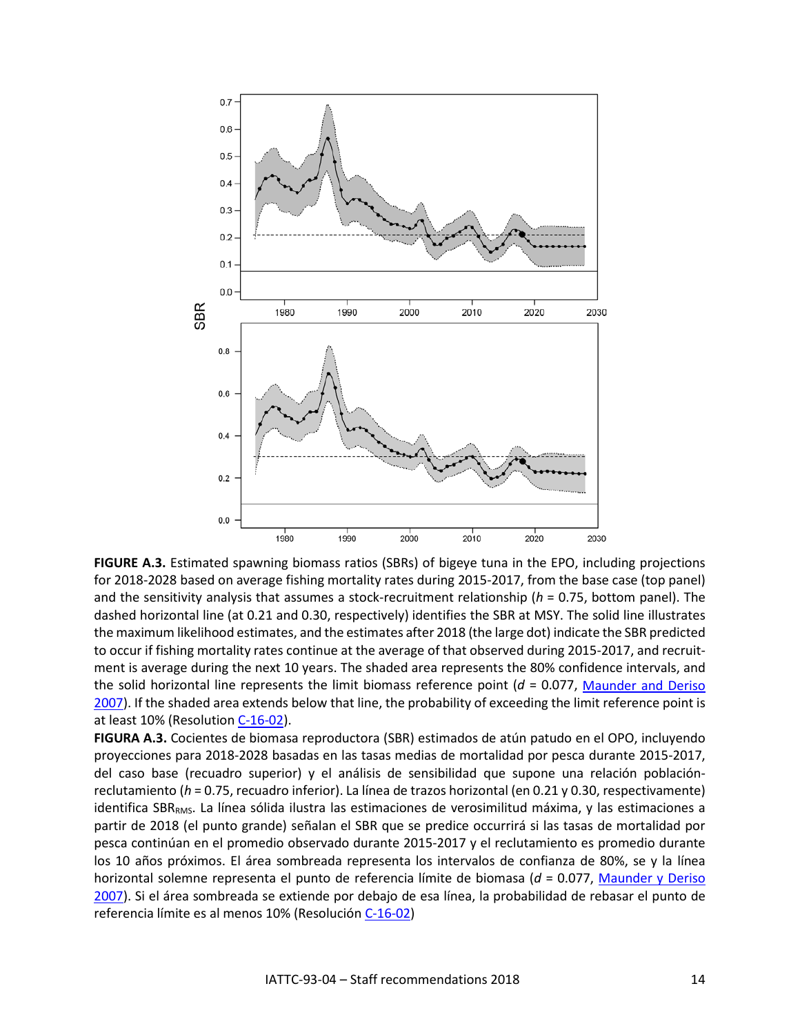**FIGURE A.3.** Estimated spawning biomass ratios (SBRs) of bigeye tuna in the EPO, including projections for 2018-2028 based on average fishing mortality rates during 2015-2017, from the base case (top panel) and the sensitivity analysis that assumes a stock-recruitment relationship ($h$ = 0.75, bottom panel). The dashed horizontal line (at 0.21 and 0.30, respectively) identifies the SBR at MSY. The solid line illustrates the maximum likelihood estimates, and the estimates after 2018 (the large dot) indicate the SBR predicted to occur if fishing mortality rates continue at the average of that observed during 2015-2017, and recruitment is average during the next 10 years. The shaded area represents the 80% confidence intervals, and the solid horizontal line represents the limit biomass reference point ($d$ = 0.077, Maunder and Deriso 2007). If the shaded area extends below that line, the probability of exceeding the limit reference point is at least 10% (Resolution C-16-02).

**FIGURA A.3.** Cocientes de biomasa reproductora (SBR) estimados de atún patudo en el OPO, incluyendo proyecciones para 2018-2028 basadas en las tasas medias de mortalidad por pesca durante 2015-2017, del caso base (recuadro superior) y el análisis de sensibilidad que supone una relación población-reclutamiento ($h$ = 0.75, recuadro inferior). La línea de trazos horizontal (en 0.21 y 0.30, respectivamente) identifica $SBR_{RMS}$. La línea sólida ilustra las estimaciones de verosimilitud máxima, y las estimaciones a partir de 2018 (el punto grande) señalan el SBR que se predice occurrirá si las tasas de mortalidad por pesca continúan en el promedio observado durante 2015-2017 y el reclutamiento es promedio durante los 10 años próximos. El área sombreada representa los intervalos de confianza de 80%, se y la línea horizontal solemne representa el punto de referencia límite de biomasa ($d$ = 0.077, Maunder y Deriso 2007). Si el área sombreada se extiende por debajo de esa línea, la probabilidad de rebasar el punto de referencia límite es al menos 10% (Resolución C-16-02)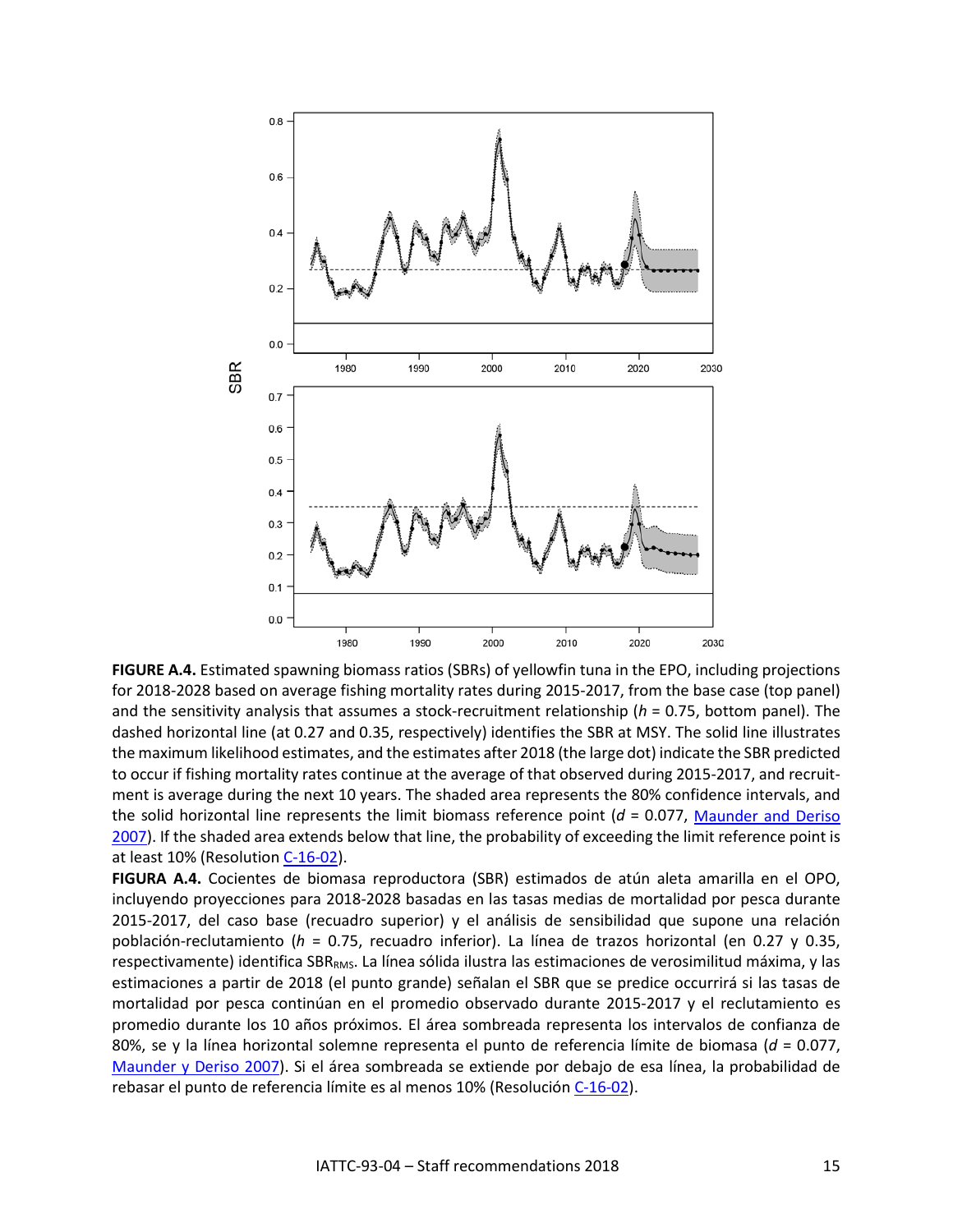SBR

0.8
0.6
0.4
0.2
0.0

1980 1990 2000 2010 2020 2030

0.7
0.6
0.5
0.4
0.3
0.2
0.1
0.0

1980 1990 2000 2010 2020 2030

**FIGURE A.4.** Estimated spawning biomass ratios (SBRs) of yellowfin tuna in the EPO, including projections for 2018-2028 based on average fishing mortality rates during 2015-2017, from the base case (top panel) and the sensitivity analysis that assumes a stock-recruitment relationship ($h$ = 0.75, bottom panel). The dashed horizontal line (at 0.27 and 0.35, respectively) identifies the SBR at MSY. The solid line illustrates the maximum likelihood estimates, and the estimates after 2018 (the large dot) indicate the SBR predicted to occur if fishing mortality rates continue at the average of that observed during 2015-2017, and recruitment is average during the next 10 years. The shaded area represents the 80% confidence intervals, and the solid horizontal line represents the limit biomass reference point ($d$ = 0.077, Maunder and Deriso 2007). If the shaded area extends below that line, the probability of exceeding the limit reference point is at least 10% (Resolution C-16-02).

**FIGURA A.4.** Cocientes de biomasa reproductora (SBR) estimados de atún aleta amarilla en el OPO, incluyendo proyecciones para 2018-2028 basadas en las tasas medias de mortalidad por pesca durante 2015-2017, del caso base (recuadro superior) y el análisis de sensibilidad que supone una relación población-reclutamiento ($h$ = 0.75, recuadro inferior). La línea de trazos horizontal (en 0.27 y 0.35, respectivamente) identifica $SBR_{RMS}$. La línea sólida ilustra las estimaciones de verosimilitud máxima, y las estimaciones a partir de 2018 (el punto grande) señalan el SBR que se predice ocurrirá si las tasas de mortalidad por pesca continúan en el promedio observado durante 2015-2017 y el reclutamiento es promedio durante los 10 años próximos. El área sombreada representa los intervalos de confianza de 80%, se y la línea horizontal solemne representa el punto de referencia límite de biomasa ($d$ = 0.077, Maunder y Deriso 2007). Si el área sombreada se extiende por debajo de esa línea, la probabilidad de rebasar el punto de referencia límite es al menos 10% (Resolución C-16-02).